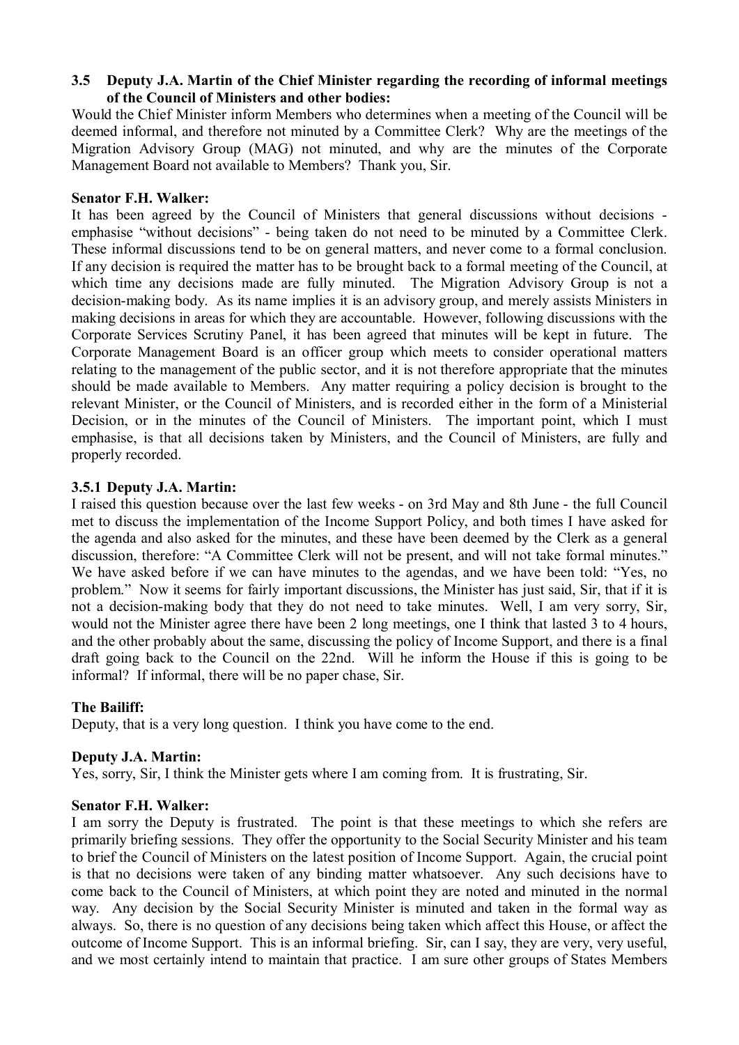### 3.5 Deputy J.A. Martin of the Chief Minister regarding the recording of informal meetings of the Council of Ministers and other bodies:

Would the Chief Minister inform Members who determines when a meeting of the Council will be deemed informal, and therefore not minuted by a Committee Clerk? Why are the meetings of the Migration Advisory Group (MAG) not minuted, and why are the minutes of the Corporate Management Board not available to Members? Thank you, Sir.

**Senator F.H. Walker:**

It has been agreed by the Council of Ministers that general discussions without decisions - emphasise "without decisions" - being taken do not need to be minuted by a Committee Clerk. These informal discussions tend to be on general matters, and never come to a formal conclusion. If any decision is required the matter has to be brought back to a formal meeting of the Council, at which time any decisions made are fully minuted. The Migration Advisory Group is not a decision-making body. As its name implies it is an advisory group, and merely assists Ministers in making decisions in areas for which they are accountable. However, following discussions with the Corporate Services Scrutiny Panel, it has been agreed that minutes will be kept in future. The Corporate Management Board is an officer group which meets to consider operational matters relating to the management of the public sector, and it is not therefore appropriate that the minutes should be made available to Members. Any matter requiring a policy decision is brought to the relevant Minister, or the Council of Ministers, and is recorded either in the form of a Ministerial Decision, or in the minutes of the Council of Ministers. The important point, which I must emphasise, is that all decisions taken by Ministers, and the Council of Ministers, are fully and properly recorded.

#### 3.5.1 Deputy J.A. Martin:

I raised this question because over the last few weeks - on 3rd May and 8th June - the full Council met to discuss the implementation of the Income Support Policy, and both times I have asked for the agenda and also asked for the minutes, and these have been deemed by the Clerk as a general discussion, therefore: "A Committee Clerk will not be present, and will not take formal minutes." We have asked before if we can have minutes to the agendas, and we have been told: "Yes, no problem." Now it seems for fairly important discussions, the Minister has just said, Sir, that if it is not a decision-making body that they do not need to take minutes. Well, I am very sorry, Sir, would not the Minister agree there have been 2 long meetings, one I think that lasted 3 to 4 hours, and the other probably about the same, discussing the policy of Income Support, and there is a final draft going back to the Council on the 22nd. Will he inform the House if this is going to be informal? If informal, there will be no paper chase, Sir.

**The Bailiff:**

Deputy, that is a very long question. I think you have come to the end.

**Deputy J.A. Martin:**

Yes, sorry, Sir, I think the Minister gets where I am coming from. It is frustrating, Sir.

**Senator F.H. Walker:**

I am sorry the Deputy is frustrated. The point is that these meetings to which she refers are primarily briefing sessions. They offer the opportunity to the Social Security Minister and his team to brief the Council of Ministers on the latest position of Income Support. Again, the crucial point is that no decisions were taken of any binding matter whatsoever. Any such decisions have to come back to the Council of Ministers, at which point they are noted and minuted in the normal way. Any decision by the Social Security Minister is minuted and taken in the formal way as always. So, there is no question of any decisions being taken which affect this House, or affect the outcome of Income Support. This is an informal briefing. Sir, can I say, they are very, very useful, and we most certainly intend to maintain that practice. I am sure other groups of States Members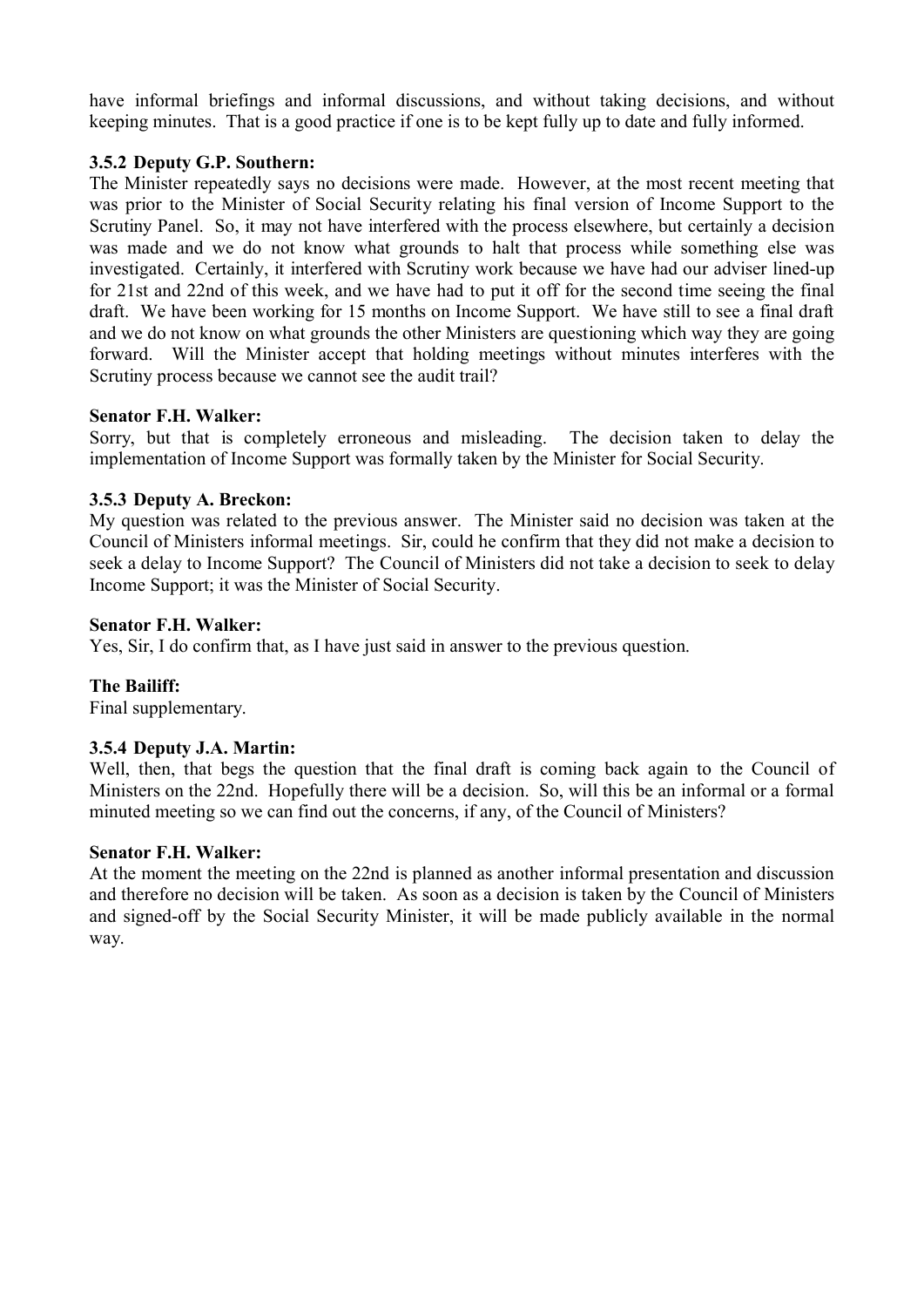have informal briefings and informal discussions, and without taking decisions, and without keeping minutes. That is a good practice if one is to be kept fully up to date and fully informed.

**3.5.2 Deputy G.P. Southern:**

The Minister repeatedly says no decisions were made. However, at the most recent meeting that was prior to the Minister of Social Security relating his final version of Income Support to the Scrutiny Panel. So, it may not have interfered with the process elsewhere, but certainly a decision was made and we do not know what grounds to halt that process while something else was investigated. Certainly, it interfered with Scrutiny work because we have had our adviser lined-up for 21st and 22nd of this week, and we have had to put it off for the second time seeing the final draft. We have been working for 15 months on Income Support. We have still to see a final draft and we do not know on what grounds the other Ministers are questioning which way they are going forward. Will the Minister accept that holding meetings without minutes interferes with the Scrutiny process because we cannot see the audit trail?

**Senator F.H. Walker:**

Sorry, but that is completely erroneous and misleading. The decision taken to delay the implementation of Income Support was formally taken by the Minister for Social Security.

**3.5.3 Deputy A. Breckon:**

My question was related to the previous answer. The Minister said no decision was taken at the Council of Ministers informal meetings. Sir, could he confirm that they did not make a decision to seek a delay to Income Support? The Council of Ministers did not take a decision to seek to delay Income Support; it was the Minister of Social Security.

**Senator F.H. Walker:**

Yes, Sir, I do confirm that, as I have just said in answer to the previous question.

**The Bailiff:**

Final supplementary.

**3.5.4 Deputy J.A. Martin:**

Well, then, that begs the question that the final draft is coming back again to the Council of Ministers on the 22nd. Hopefully there will be a decision. So, will this be an informal or a formal minuted meeting so we can find out the concerns, if any, of the Council of Ministers?

**Senator F.H. Walker:**

At the moment the meeting on the 22nd is planned as another informal presentation and discussion and therefore no decision will be taken. As soon as a decision is taken by the Council of Ministers and signed-off by the Social Security Minister, it will be made publicly available in the normal way.